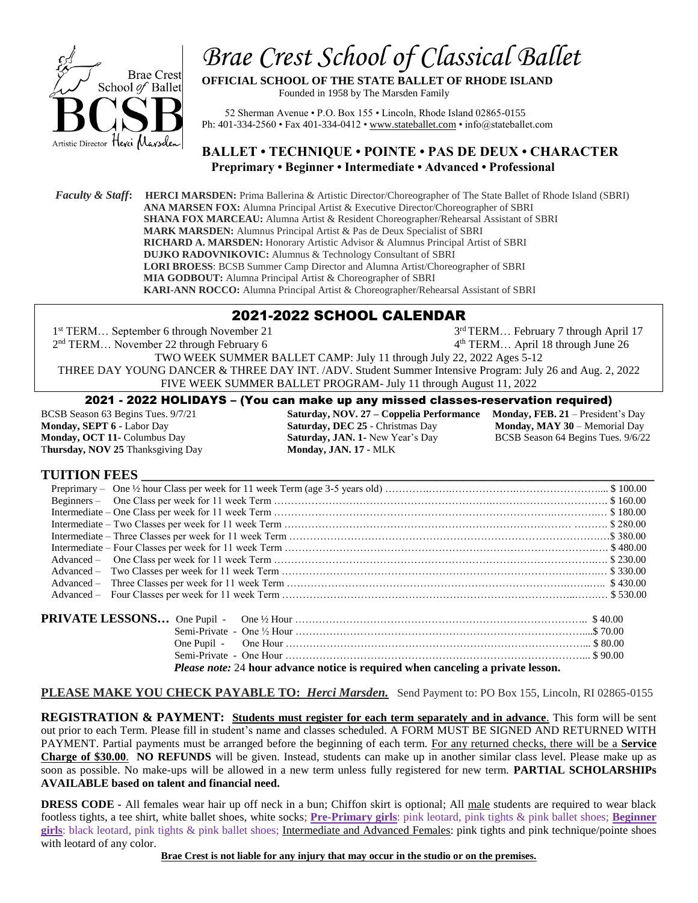# Brae Crest School of Classical Ballet

**OFFICIAL SCHOOL OF THE STATE BALLET OF RHODE ISLAND**

Founded in 1958 by The Marsden Family

52 Sherman Avenue • P.O. Box 155 • Lincoln, Rhode Island 02865-0155
Ph: 401-334-2560 • Fax 401-334-0412 • www.stateballet.com • info@stateballet.com

Brae Crest School of Ballet
BCSB
Artistic Director Herci Marsden

## BALLET • TECHNIQUE • POINTE • PAS DE DEUX • CHARACTER

**Preprimary • Beginner • Intermediate • Advanced • Professional**

***Faculty & Staff*:** **HERCI MARSDEN:** Prima Ballerina & Artistic Director/Choreographer of The State Ballet of Rhode Island (SBRI)
**ANA MARSEN FOX:** Alumna Principal Artist & Executive Director/Choreographer of SBRI
**SHANA FOX MARCEAU:** Alumna Artist & Resident Choreographer/Rehearsal Assistant of SBRI
**MARK MARSDEN:** Alumnus Principal Artist & Pas de Deux Specialist of SBRI
**RICHARD A. MARSDEN:** Honorary Artistic Advisor & Alumnus Principal Artist of SBRI
**DUJKO RADOVNIKOVIC:** Alumnus & Technology Consultant of SBRI
**LORI BROESS**: BCSB Summer Camp Director and Alumna Artist/Choreographer of SBRI
**MIA GODBOUT:** Alumna Principal Artist & Choreographer of SBRI
**KARI-ANN ROCCO:** Alumna Principal Artist & Choreographer/Rehearsal Assistant of SBRI

## 2021-2022 SCHOOL CALENDAR

1st TERM… September 6 through November 21
2nd TERM… November 22 through February 6
3rd TERM… February 7 through April 17
4th TERM… April 18 through June 26

TWO WEEK SUMMER BALLET CAMP: July 11 through July 22, 2022 Ages 5-12
THREE DAY YOUNG DANCER & THREE DAY INT. /ADV. Student Summer Intensive Program: July 26 and Aug. 2, 2022
FIVE WEEK SUMMER BALLET PROGRAM- July 11 through August 11, 2022

## 2021 - 2022 HOLIDAYS – (You can make up any missed classes-reservation required)

BCSB Season 63 Begins Tues. 9/7/21
**Monday, SEPT 6** - Labor Day
**Monday, OCT 11**- Columbus Day
**Thursday, NOV 25** Thanksgiving Day
**Saturday, NOV. 27 – Coppelia Performance**
**Saturday, DEC 25** - Christmas Day
**Saturday, JAN. 1**- New Year's Day
**Monday, JAN. 17** - MLK
**Monday, FEB. 21** – President's Day
**Monday, MAY 30** – Memorial Day
BCSB Season 64 Begins Tues. 9/6/22

## TUITION FEES

| Class | Fee |
|---|---|
| Preprimary – One ½ hour Class per week for 11 week Term (age 3-5 years old) | $ 100.00 |
| Beginners – One Class per week for 11 week Term | $ 160.00 |
| Intermediate – One Class per week for 11 week Term | $ 180.00 |
| Intermediate – Two Classes per week for 11 week Term | $ 280.00 |
| Intermediate – Three Classes per week for 11 week Term | $ 380.00 |
| Intermediate – Four Classes per week for 11 week Term | $ 480.00 |
| Advanced – One Class per week for 11 week Term | $ 230.00 |
| Advanced – Two Classes per week for 11 week Term | $ 330.00 |
| Advanced – Three Classes per week for 11 week Term | $ 430.00 |
| Advanced – Four Classes per week for 11 week Term | $ 530.00 |

**PRIVATE LESSONS…**

| Lesson | Fee |
|---|---|
| One Pupil - One ½ Hour | $ 40.00 |
| Semi-Private - One ½ Hour | $ 70.00 |
| One Pupil - One Hour | $ 80.00 |
| Semi-Private - One Hour | $ 90.00 |

*Please note:* 24 **hour advance notice is required when canceling a private lesson.**

**PLEASE MAKE YOU CHECK PAYABLE TO: *Herci Marsden.*** Send Payment to: PO Box 155, Lincoln, RI 02865-0155

**REGISTRATION & PAYMENT: Students must register for each term separately and in advance**. This form will be sent out prior to each Term. Please fill in student's name and classes scheduled. A FORM MUST BE SIGNED AND RETURNED WITH PAYMENT. Partial payments must be arranged before the beginning of each term. For any returned checks, there will be a **Service Charge of $30.00**. **NO REFUNDS** will be given. Instead, students can make up in another similar class level. Please make up as soon as possible. No make-ups will be allowed in a new term unless fully registered for new term. **PARTIAL SCHOLARSHIPs AVAILABLE based on talent and financial need.**

**DRESS CODE** - All females wear hair up off neck in a bun; Chiffon skirt is optional; All male students are required to wear black footless tights, a tee shirt, white ballet shoes, white socks; **Pre-Primary girls**: pink leotard, pink tights & pink ballet shoes; **Beginner girls**: black leotard, pink tights & pink ballet shoes; Intermediate and Advanced Females: pink tights and pink technique/pointe shoes with leotard of any color.

**Brae Crest is not liable for any injury that may occur in the studio or on the premises.**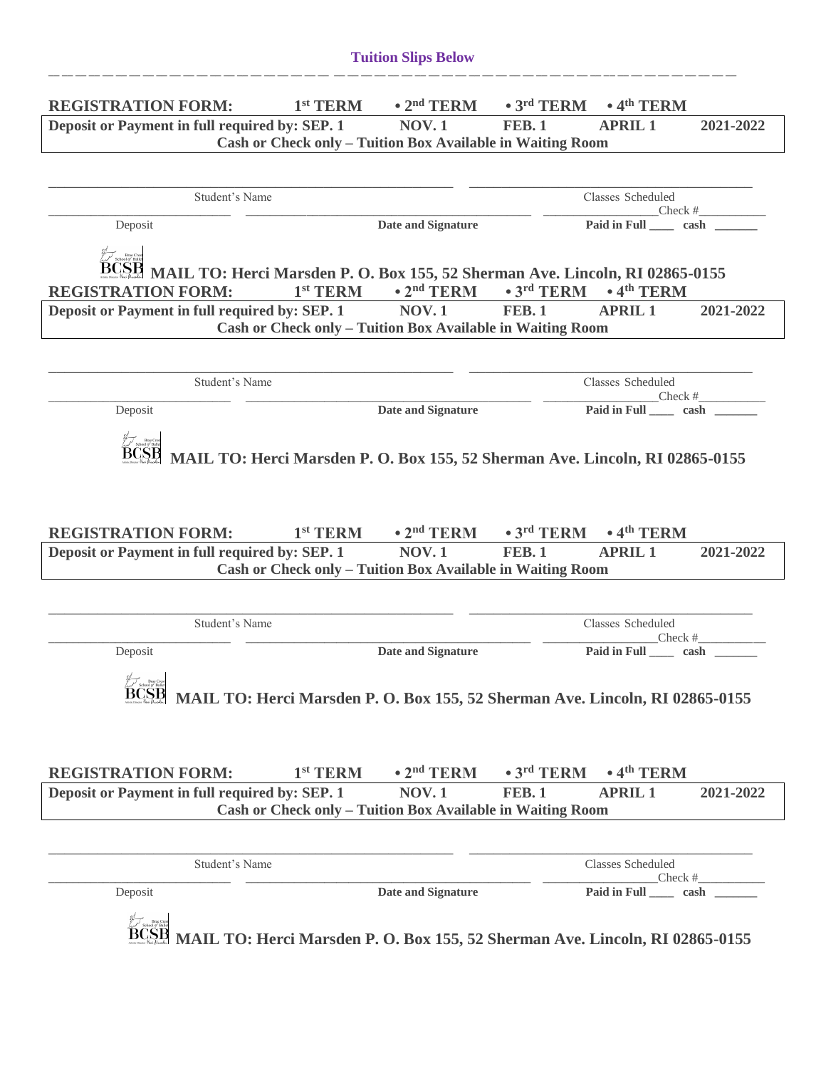**Tuition Slips Below**

---

**REGISTRATION FORM: 1st TERM • 2nd TERM • 3rd TERM • 4th TERM**

| **Deposit or Payment in full required by: SEP. 1** | **NOV. 1** | **FEB. 1** | **APRIL 1** | **2021-2022** |
|---|---|---|---|---|
| **Cash or Check only – Tuition Box Available in Waiting Room** | | | | |

______________________________ ______________________________

Student's Name Classes Scheduled

______________ ______________________ __________Check #_______

Deposit **Date and Signature** **Paid in Full ____ cash ______**

BCSB **MAIL TO: Herci Marsden P. O. Box 155, 52 Sherman Ave. Lincoln, RI 02865-0155**

**REGISTRATION FORM: 1st TERM • 2nd TERM • 3rd TERM • 4th TERM**

| **Deposit or Payment in full required by: SEP. 1** | **NOV. 1** | **FEB. 1** | **APRIL 1** | **2021-2022** |
|---|---|---|---|---|
| **Cash or Check only – Tuition Box Available in Waiting Room** | | | | |

______________________________ ______________________________

Student's Name Classes Scheduled

______________ ______________________ __________Check #_______

Deposit **Date and Signature** **Paid in Full ____ cash ______**

BCSB **MAIL TO: Herci Marsden P. O. Box 155, 52 Sherman Ave. Lincoln, RI 02865-0155**

**REGISTRATION FORM: 1st TERM • 2nd TERM • 3rd TERM • 4th TERM**

| **Deposit or Payment in full required by: SEP. 1** | **NOV. 1** | **FEB. 1** | **APRIL 1** | **2021-2022** |
|---|---|---|---|---|
| **Cash or Check only – Tuition Box Available in Waiting Room** | | | | |

______________________________ ______________________________

Student's Name Classes Scheduled

______________ ______________________ __________Check #_______

Deposit **Date and Signature** **Paid in Full ____ cash ______**

BCSB **MAIL TO: Herci Marsden P. O. Box 155, 52 Sherman Ave. Lincoln, RI 02865-0155**

**REGISTRATION FORM: 1st TERM • 2nd TERM • 3rd TERM • 4th TERM**

| **Deposit or Payment in full required by: SEP. 1** | **NOV. 1** | **FEB. 1** | **APRIL 1** | **2021-2022** |
|---|---|---|---|---|
| **Cash or Check only – Tuition Box Available in Waiting Room** | | | | |

______________________________ ______________________________

Student's Name Classes Scheduled

______________ ______________________ __________Check #_______

Deposit **Date and Signature** **Paid in Full ____ cash ______**

BCSB **MAIL TO: Herci Marsden P. O. Box 155, 52 Sherman Ave. Lincoln, RI 02865-0155**